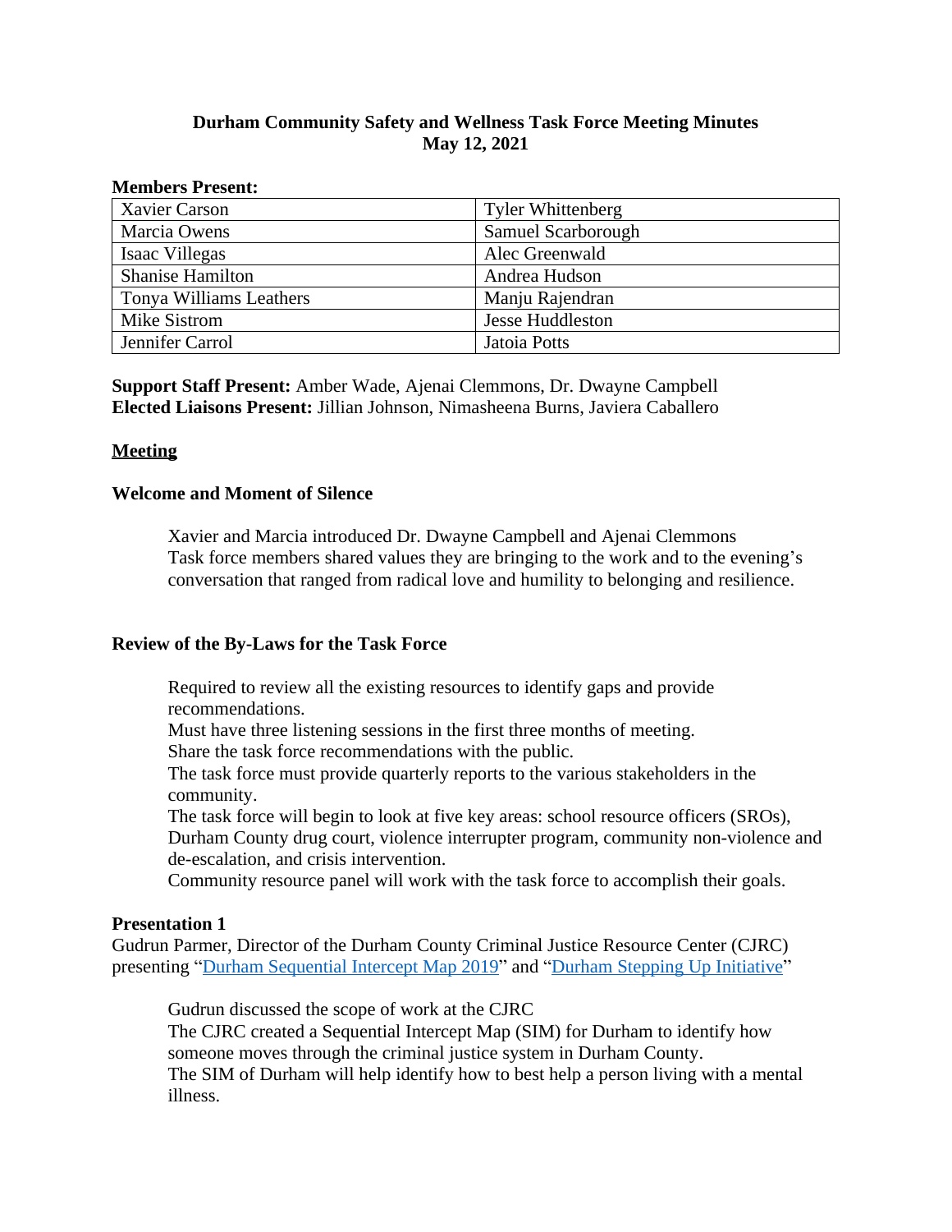# Durham Community Safety and Wellness Task Force Meeting Minutes
## May 12, 2021

**Members Present:**

| | |
|---|---|
| Xavier Carson | Tyler Whittenberg |
| Marcia Owens | Samuel Scarborough |
| Isaac Villegas | Alec Greenwald |
| Shanise Hamilton | Andrea Hudson |
| Tonya Williams Leathers | Manju Rajendran |
| Mike Sistrom | Jesse Huddleston |
| Jennifer Carrol | Jatoia Potts |

**Support Staff Present:** Amber Wade, Ajenai Clemmons, Dr. Dwayne Campbell
**Elected Liaisons Present:** Jillian Johnson, Nimasheena Burns, Javiera Caballero

### Meeting

### Welcome and Moment of Silence

Xavier and Marcia introduced Dr. Dwayne Campbell and Ajenai Clemmons
Task force members shared values they are bringing to the work and to the evening's conversation that ranged from radical love and humility to belonging and resilience.

### Review of the By-Laws for the Task Force

Required to review all the existing resources to identify gaps and provide recommendations.
Must have three listening sessions in the first three months of meeting.
Share the task force recommendations with the public.
The task force must provide quarterly reports to the various stakeholders in the community.
The task force will begin to look at five key areas: school resource officers (SROs), Durham County drug court, violence interrupter program, community non-violence and de-escalation, and crisis intervention.
Community resource panel will work with the task force to accomplish their goals.

### Presentation 1

Gudrun Parmer, Director of the Durham County Criminal Justice Resource Center (CJRC) presenting "Durham Sequential Intercept Map 2019" and "Durham Stepping Up Initiative"

Gudrun discussed the scope of work at the CJRC
The CJRC created a Sequential Intercept Map (SIM) for Durham to identify how someone moves through the criminal justice system in Durham County.
The SIM of Durham will help identify how to best help a person living with a mental illness.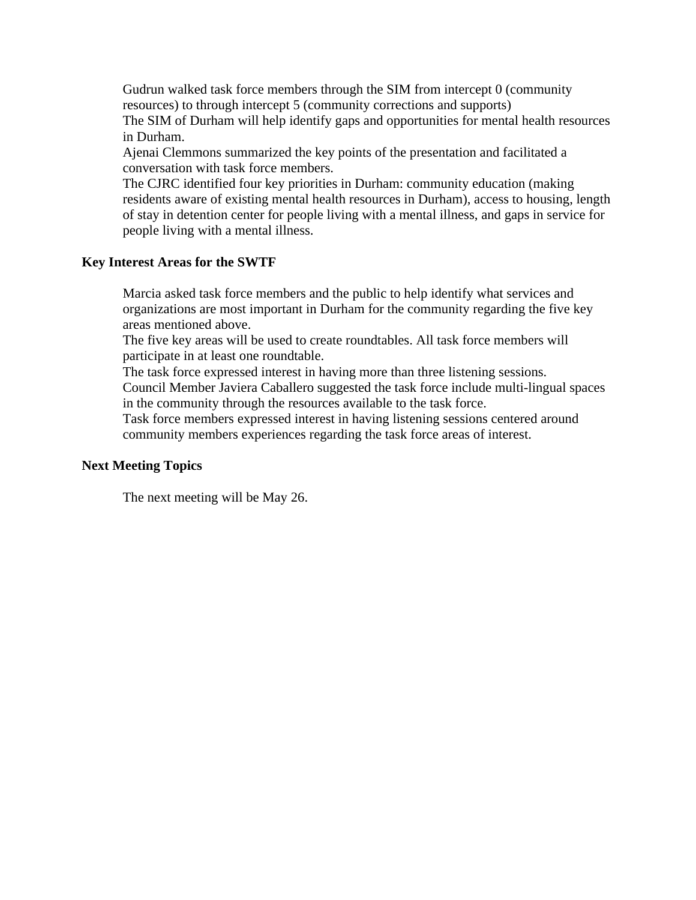Gudrun walked task force members through the SIM from intercept 0 (community resources) to through intercept 5 (community corrections and supports)

The SIM of Durham will help identify gaps and opportunities for mental health resources in Durham.

Ajenai Clemmons summarized the key points of the presentation and facilitated a conversation with task force members.

The CJRC identified four key priorities in Durham: community education (making residents aware of existing mental health resources in Durham), access to housing, length of stay in detention center for people living with a mental illness, and gaps in service for people living with a mental illness.

**Key Interest Areas for the SWTF**

Marcia asked task force members and the public to help identify what services and organizations are most important in Durham for the community regarding the five key areas mentioned above.

The five key areas will be used to create roundtables. All task force members will participate in at least one roundtable.

The task force expressed interest in having more than three listening sessions.

Council Member Javiera Caballero suggested the task force include multi-lingual spaces in the community through the resources available to the task force.

Task force members expressed interest in having listening sessions centered around community members experiences regarding the task force areas of interest.

**Next Meeting Topics**

The next meeting will be May 26.